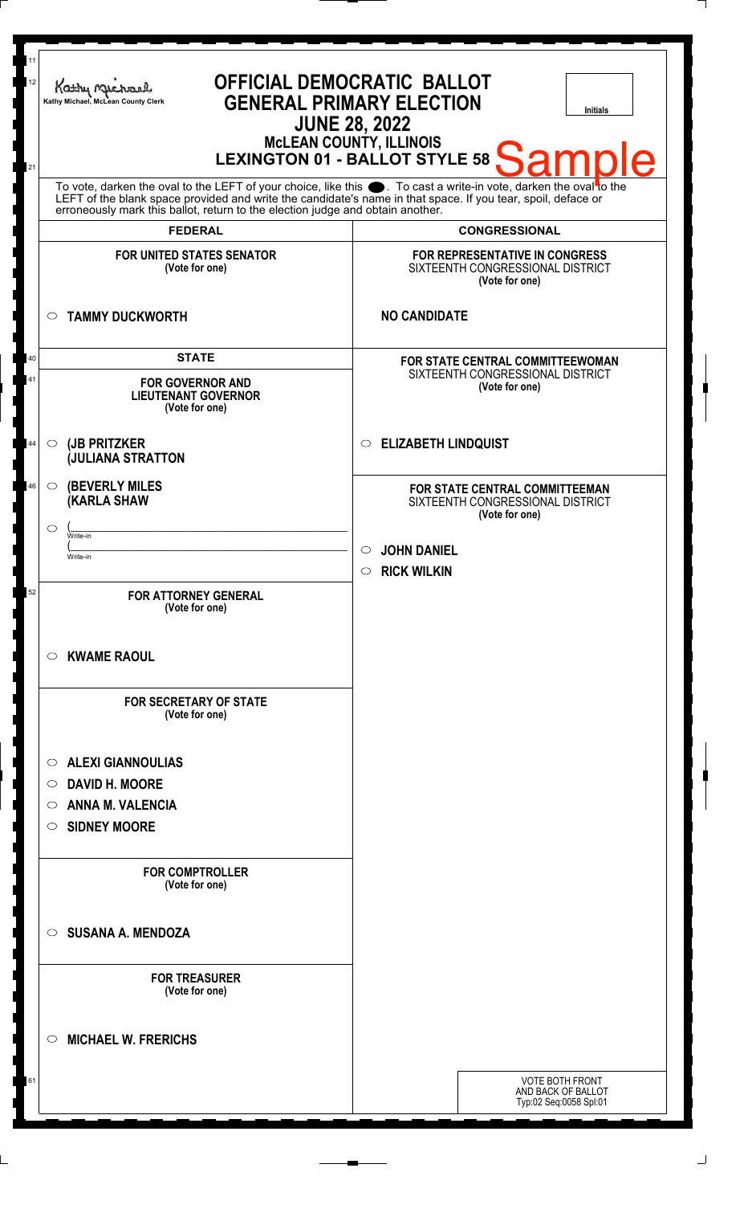Kathy Michael, McLean County Clerk

# OFFICIAL DEMOCRATIC BALLOT
## GENERAL PRIMARY ELECTION
### JUNE 28, 2022
### McLEAN COUNTY, ILLINOIS
### LEXINGTON 01 - BALLOT STYLE 58

Sample

Initials

To vote, darken the oval to the LEFT of your choice, like this ⬤. To cast a write-in vote, darken the oval to the LEFT of the blank space provided and write the candidate's name in that space. If you tear, spoil, deface or erroneously mark this ballot, return to the election judge and obtain another.

## FEDERAL

**FOR UNITED STATES SENATOR**
(Vote for one)

○ **TAMMY DUCKWORTH**

## STATE

**FOR GOVERNOR AND LIEUTENANT GOVERNOR**
(Vote for one)

○ **(JB PRITZKER**
**(JULIANA STRATTON**

○ **(BEVERLY MILES**
**(KARLA SHAW**

○ (\_\_\_\_\_\_\_\_\_\_\_\_\_\_\_\_\_\_\_\_
Write-in
(\_\_\_\_\_\_\_\_\_\_\_\_\_\_\_\_\_\_\_\_
Write-in

**FOR ATTORNEY GENERAL**
(Vote for one)

○ **KWAME RAOUL**

**FOR SECRETARY OF STATE**
(Vote for one)

○ **ALEXI GIANNOULIAS**
○ **DAVID H. MOORE**
○ **ANNA M. VALENCIA**
○ **SIDNEY MOORE**

**FOR COMPTROLLER**
(Vote for one)

○ **SUSANA A. MENDOZA**

**FOR TREASURER**
(Vote for one)

○ **MICHAEL W. FRERICHS**

## CONGRESSIONAL

**FOR REPRESENTATIVE IN CONGRESS**
SIXTEENTH CONGRESSIONAL DISTRICT
(Vote for one)

**NO CANDIDATE**

**FOR STATE CENTRAL COMMITTEEWOMAN**
SIXTEENTH CONGRESSIONAL DISTRICT
(Vote for one)

○ **ELIZABETH LINDQUIST**

**FOR STATE CENTRAL COMMITTEEMAN**
SIXTEENTH CONGRESSIONAL DISTRICT
(Vote for one)

○ **JOHN DANIEL**
○ **RICK WILKIN**

VOTE BOTH FRONT AND BACK OF BALLOT
Typ:02 Seq:0058 Spl:01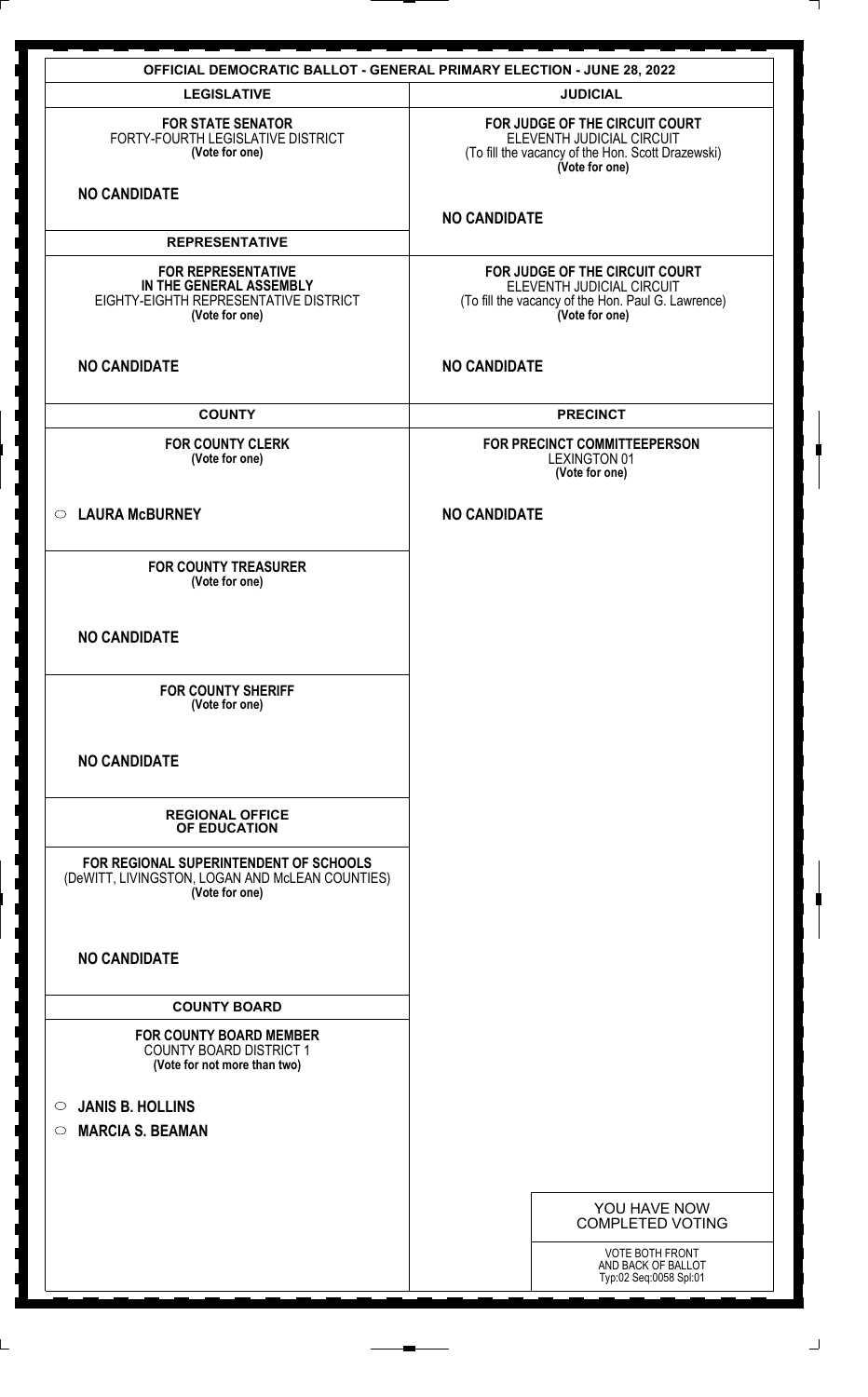# OFFICIAL DEMOCRATIC BALLOT - GENERAL PRIMARY ELECTION - JUNE 28, 2022

## LEGISLATIVE

**FOR STATE SENATOR**
FORTY-FOURTH LEGISLATIVE DISTRICT
**(Vote for one)**

**NO CANDIDATE**

## REPRESENTATIVE

**FOR REPRESENTATIVE IN THE GENERAL ASSEMBLY**
EIGHTY-EIGHTH REPRESENTATIVE DISTRICT
**(Vote for one)**

**NO CANDIDATE**

## COUNTY

**FOR COUNTY CLERK**
**(Vote for one)**

- ○ **LAURA McBURNEY**

**FOR COUNTY TREASURER**
**(Vote for one)**

**NO CANDIDATE**

**FOR COUNTY SHERIFF**
**(Vote for one)**

**NO CANDIDATE**

## REGIONAL OFFICE OF EDUCATION

**FOR REGIONAL SUPERINTENDENT OF SCHOOLS**
(DeWITT, LIVINGSTON, LOGAN AND McLEAN COUNTIES)
**(Vote for one)**

**NO CANDIDATE**

## COUNTY BOARD

**FOR COUNTY BOARD MEMBER**
COUNTY BOARD DISTRICT 1
**(Vote for not more than two)**

- ○ **JANIS B. HOLLINS**
- ○ **MARCIA S. BEAMAN**

## JUDICIAL

**FOR JUDGE OF THE CIRCUIT COURT**
ELEVENTH JUDICIAL CIRCUIT
(To fill the vacancy of the Hon. Scott Drazewski)
**(Vote for one)**

**NO CANDIDATE**

**FOR JUDGE OF THE CIRCUIT COURT**
ELEVENTH JUDICIAL CIRCUIT
(To fill the vacancy of the Hon. Paul G. Lawrence)
**(Vote for one)**

**NO CANDIDATE**

## PRECINCT

**FOR PRECINCT COMMITTEEPERSON**
LEXINGTON 01
**(Vote for one)**

**NO CANDIDATE**

YOU HAVE NOW COMPLETED VOTING

VOTE BOTH FRONT AND BACK OF BALLOT
Typ:02 Seq:0058 Spl:01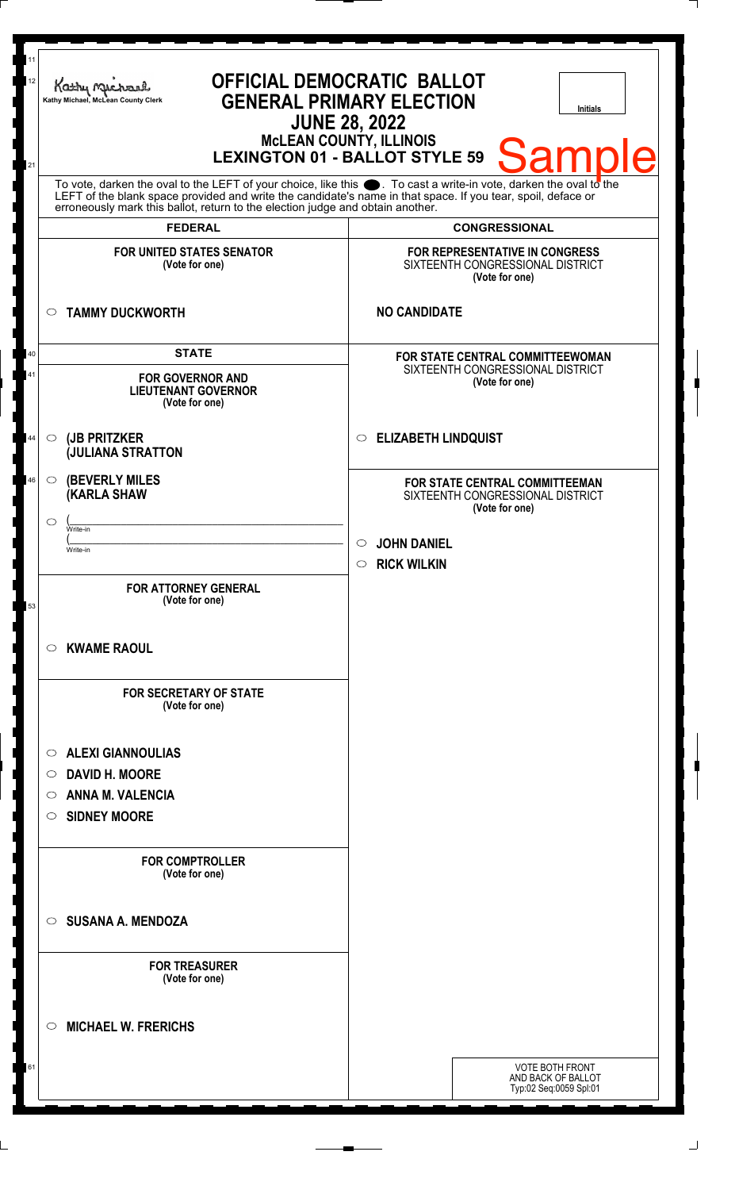Kathy Michael, McLean County Clerk

# OFFICIAL DEMOCRATIC BALLOT
## GENERAL PRIMARY ELECTION
## JUNE 28, 2022
### McLEAN COUNTY, ILLINOIS
### LEXINGTON 01 - BALLOT STYLE 59

Initials

**Sample**

To vote, darken the oval to the LEFT of your choice, like this ●. To cast a write-in vote, darken the oval to the LEFT of the blank space provided and write the candidate's name in that space. If you tear, spoil, deface or erroneously mark this ballot, return to the election judge and obtain another.

## FEDERAL

**FOR UNITED STATES SENATOR**
(Vote for one)

○ **TAMMY DUCKWORTH**

## STATE

**FOR GOVERNOR AND LIEUTENANT GOVERNOR**
(Vote for one)

○ **(JB PRITZKER**
**(JULIANA STRATTON**

○ **(BEVERLY MILES**
**(KARLA SHAW**

○ (\_\_\_\_\_\_\_\_\_\_\_\_\_\_\_\_\_\_\_\_
Write-in
(\_\_\_\_\_\_\_\_\_\_\_\_\_\_\_\_\_\_\_\_
Write-in

**FOR ATTORNEY GENERAL**
(Vote for one)

○ **KWAME RAOUL**

**FOR SECRETARY OF STATE**
(Vote for one)

○ **ALEXI GIANNOULIAS**
○ **DAVID H. MOORE**
○ **ANNA M. VALENCIA**
○ **SIDNEY MOORE**

**FOR COMPTROLLER**
(Vote for one)

○ **SUSANA A. MENDOZA**

**FOR TREASURER**
(Vote for one)

○ **MICHAEL W. FRERICHS**

## CONGRESSIONAL

**FOR REPRESENTATIVE IN CONGRESS**
SIXTEENTH CONGRESSIONAL DISTRICT
(Vote for one)

**NO CANDIDATE**

**FOR STATE CENTRAL COMMITTEEWOMAN**
SIXTEENTH CONGRESSIONAL DISTRICT
(Vote for one)

○ **ELIZABETH LINDQUIST**

**FOR STATE CENTRAL COMMITTEEMAN**
SIXTEENTH CONGRESSIONAL DISTRICT
(Vote for one)

○ **JOHN DANIEL**
○ **RICK WILKIN**

VOTE BOTH FRONT AND BACK OF BALLOT
Typ:02 Seq:0059 Spl:01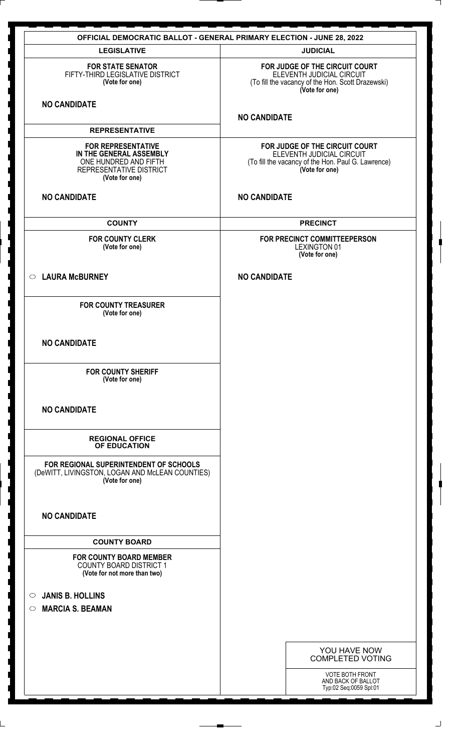# OFFICIAL DEMOCRATIC BALLOT - GENERAL PRIMARY ELECTION - JUNE 28, 2022

## LEGISLATIVE

**FOR STATE SENATOR**
FIFTY-THIRD LEGISLATIVE DISTRICT
**(Vote for one)**

**NO CANDIDATE**

## REPRESENTATIVE

**FOR REPRESENTATIVE IN THE GENERAL ASSEMBLY**
ONE HUNDRED AND FIFTH REPRESENTATIVE DISTRICT
**(Vote for one)**

**NO CANDIDATE**

## COUNTY

**FOR COUNTY CLERK**
**(Vote for one)**

- ○ **LAURA McBURNEY**

**FOR COUNTY TREASURER**
**(Vote for one)**

**NO CANDIDATE**

**FOR COUNTY SHERIFF**
**(Vote for one)**

**NO CANDIDATE**

## REGIONAL OFFICE OF EDUCATION

**FOR REGIONAL SUPERINTENDENT OF SCHOOLS**
(DeWITT, LIVINGSTON, LOGAN AND McLEAN COUNTIES)
**(Vote for one)**

**NO CANDIDATE**

## COUNTY BOARD

**FOR COUNTY BOARD MEMBER**
COUNTY BOARD DISTRICT 1
**(Vote for not more than two)**

- ○ **JANIS B. HOLLINS**
- ○ **MARCIA S. BEAMAN**

## JUDICIAL

**FOR JUDGE OF THE CIRCUIT COURT**
ELEVENTH JUDICIAL CIRCUIT
(To fill the vacancy of the Hon. Scott Drazewski)
**(Vote for one)**

**NO CANDIDATE**

**FOR JUDGE OF THE CIRCUIT COURT**
ELEVENTH JUDICIAL CIRCUIT
(To fill the vacancy of the Hon. Paul G. Lawrence)
**(Vote for one)**

**NO CANDIDATE**

## PRECINCT

**FOR PRECINCT COMMITTEEPERSON**
LEXINGTON 01
**(Vote for one)**

**NO CANDIDATE**

YOU HAVE NOW COMPLETED VOTING

VOTE BOTH FRONT AND BACK OF BALLOT
Typ:02 Seq:0059 Spl:01